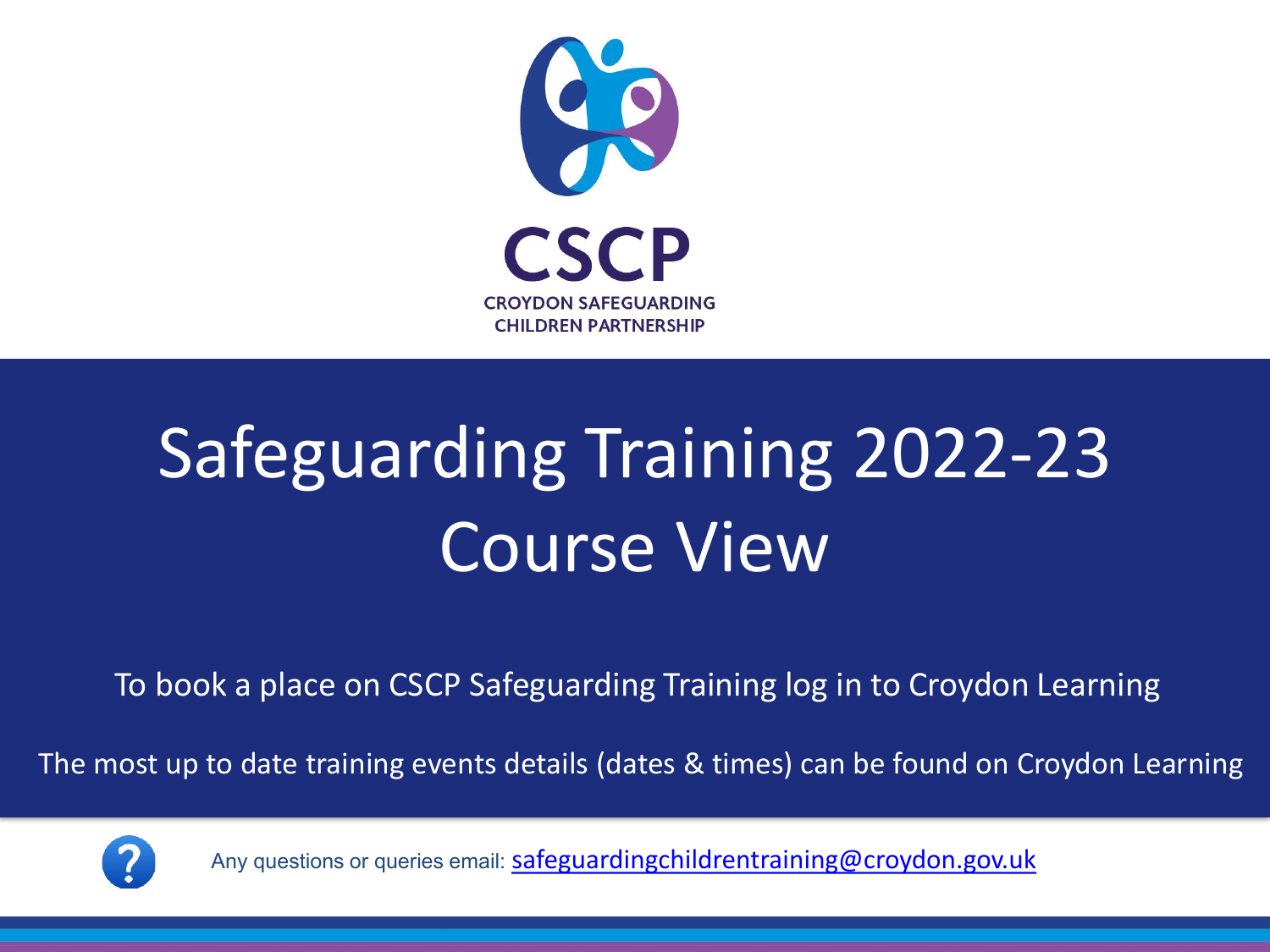CSCP

CROYDON SAFEGUARDING CHILDREN PARTNERSHIP

# Safeguarding Training 2022-23
# Course View

To book a place on CSCP Safeguarding Training log in to Croydon Learning

The most up to date training events details (dates & times) can be found on Croydon Learning

Any questions or queries email: safeguardingchildrentraining@croydon.gov.uk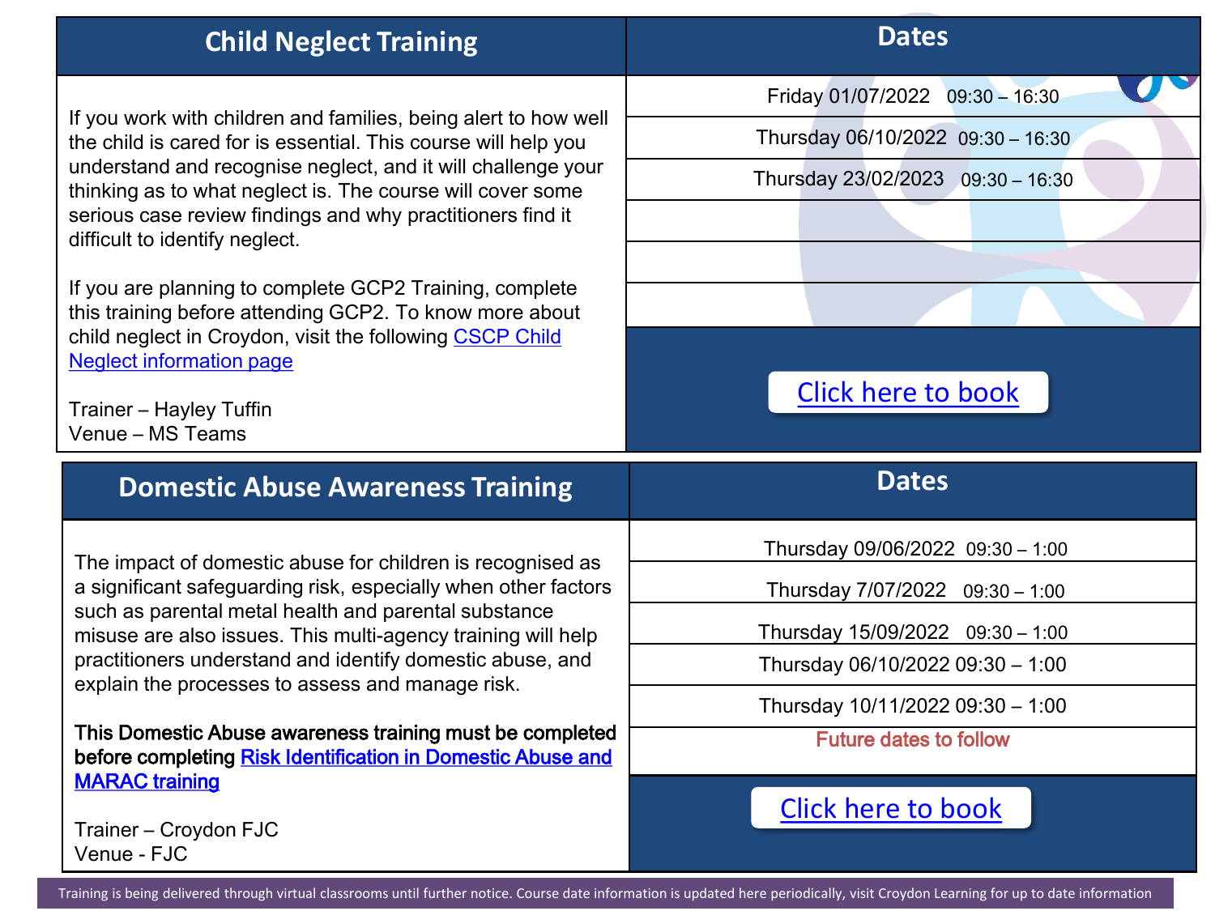## Child Neglect Training

If you work with children and families, being alert to how well the child is cared for is essential. This course will help you understand and recognise neglect, and it will challenge your thinking as to what neglect is. The course will cover some serious case review findings and why practitioners find it difficult to identify neglect.

If you are planning to complete GCP2 Training, complete this training before attending GCP2. To know more about child neglect in Croydon, visit the following CSCP Child Neglect information page

Trainer – Hayley Tuffin
Venue – MS Teams

| Dates |
|---|
| Friday 01/07/2022 09:30 – 16:30 |
| Thursday 06/10/2022 09:30 – 16:30 |
| Thursday 23/02/2023 09:30 – 16:30 |

Click here to book

## Domestic Abuse Awareness Training

The impact of domestic abuse for children is recognised as a significant safeguarding risk, especially when other factors such as parental metal health and parental substance misuse are also issues. This multi-agency training will help practitioners understand and identify domestic abuse, and explain the processes to assess and manage risk.

**This Domestic Abuse awareness training must be completed before completing Risk Identification in Domestic Abuse and MARAC training**

Trainer – Croydon FJC
Venue - FJC

| Dates |
|---|
| Thursday 09/06/2022 09:30 – 1:00 |
| Thursday 7/07/2022 09:30 – 1:00 |
| Thursday 15/09/2022 09:30 – 1:00 |
| Thursday 06/10/2022 09:30 – 1:00 |
| Thursday 10/11/2022 09:30 – 1:00 |
| Future dates to follow |

Click here to book

Training is being delivered through virtual classrooms until further notice. Course date information is updated here periodically, visit Croydon Learning for up to date information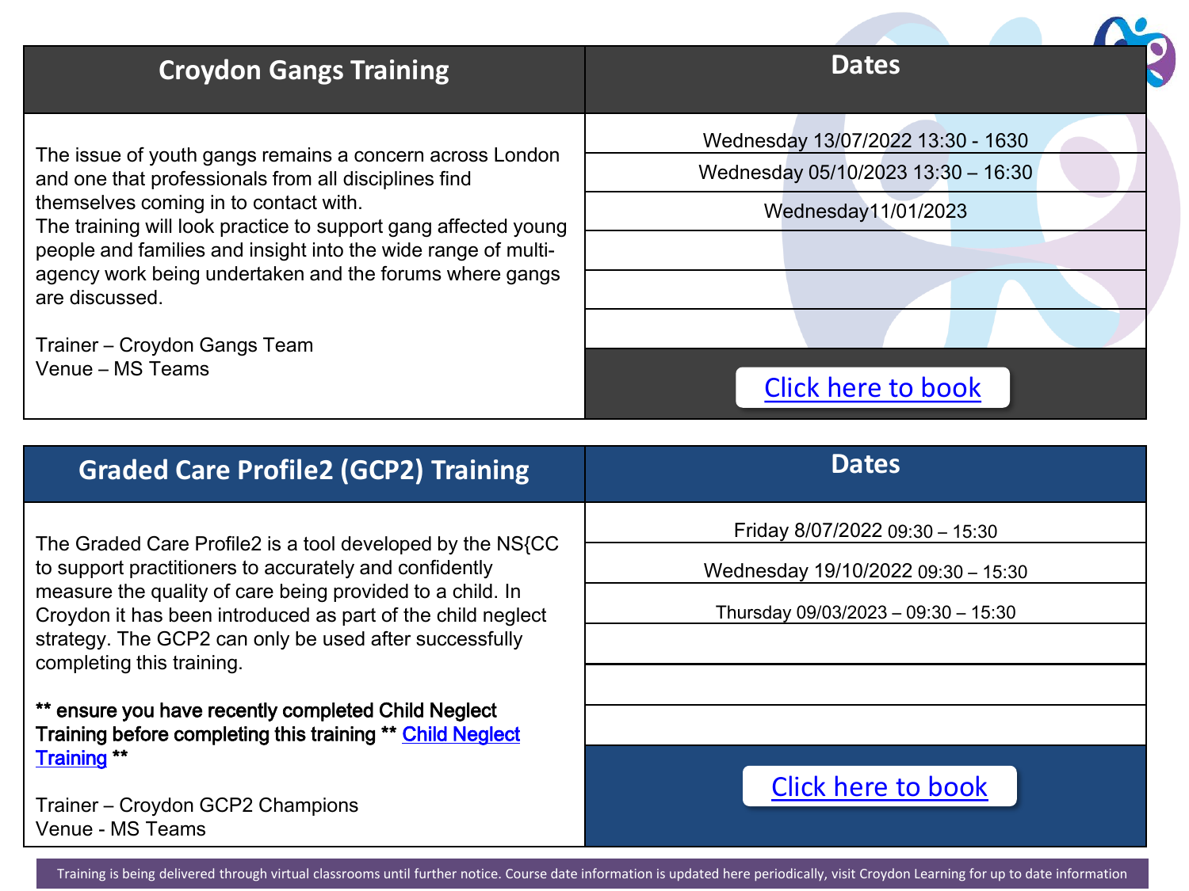| Croydon Gangs Training | Dates |
| --- | --- |
| The issue of youth gangs remains a concern across London and one that professionals from all disciplines find themselves coming in to contact with.<br>The training will look practice to support gang affected young people and families and insight into the wide range of multi-agency work being undertaken and the forums where gangs are discussed.<br><br>Trainer – Croydon Gangs Team<br>Venue – MS Teams | Wednesday 13/07/2022 13:30 - 1630<br>Wednesday 05/10/2023 13:30 – 16:30<br>Wednesday11/01/2023<br><br>Click here to book |

| Graded Care Profile2 (GCP2) Training | Dates |
| --- | --- |
| The Graded Care Profile2 is a tool developed by the NS{CC to support practitioners to accurately and confidently measure the quality of care being provided to a child. In Croydon it has been introduced as part of the child neglect strategy. The GCP2 can only be used after successfully completing this training.<br><br>**\*\* ensure you have recently completed Child Neglect Training before completing this training \*\* Child Neglect Training \*\***<br><br>Trainer – Croydon GCP2 Champions<br>Venue - MS Teams | Friday 8/07/2022 09:30 – 15:30<br>Wednesday 19/10/2022 09:30 – 15:30<br>Thursday 09/03/2023 – 09:30 – 15:30<br><br>Click here to book |

Training is being delivered through virtual classrooms until further notice. Course date information is updated here periodically, visit Croydon Learning for up to date information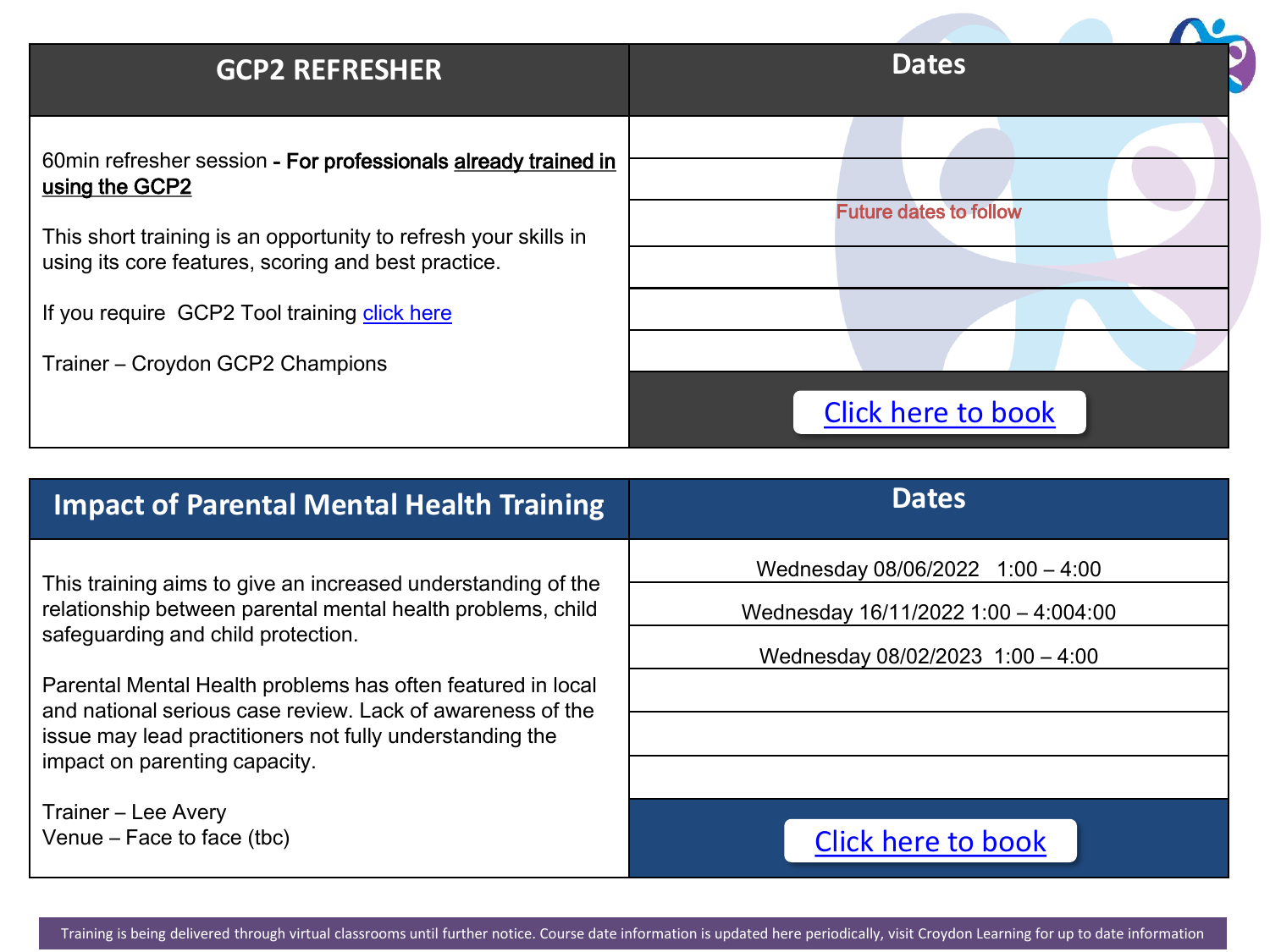| GCP2 REFRESHER | Dates |
|---|---|
| 60min refresher session - **For professionals <u>already trained in using the GCP2</u>**<br><br>This short training is an opportunity to refresh your skills in using its core features, scoring and best practice.<br><br>If you require GCP2 Tool training click here<br><br>Trainer – Croydon GCP2 Champions | Future dates to follow<br><br>Click here to book |

| Impact of Parental Mental Health Training | Dates |
|---|---|
| This training aims to give an increased understanding of the relationship between parental mental health problems, child safeguarding and child protection.<br><br>Parental Mental Health problems has often featured in local and national serious case review. Lack of awareness of the issue may lead practitioners not fully understanding the impact on parenting capacity.<br><br>Trainer – Lee Avery<br>Venue – Face to face (tbc) | Wednesday 08/06/2022 1:00 – 4:00<br>Wednesday 16/11/2022 1:00 – 4:004:00<br>Wednesday 08/02/2023 1:00 – 4:00<br><br>Click here to book |

Training is being delivered through virtual classrooms until further notice. Course date information is updated here periodically, visit Croydon Learning for up to date information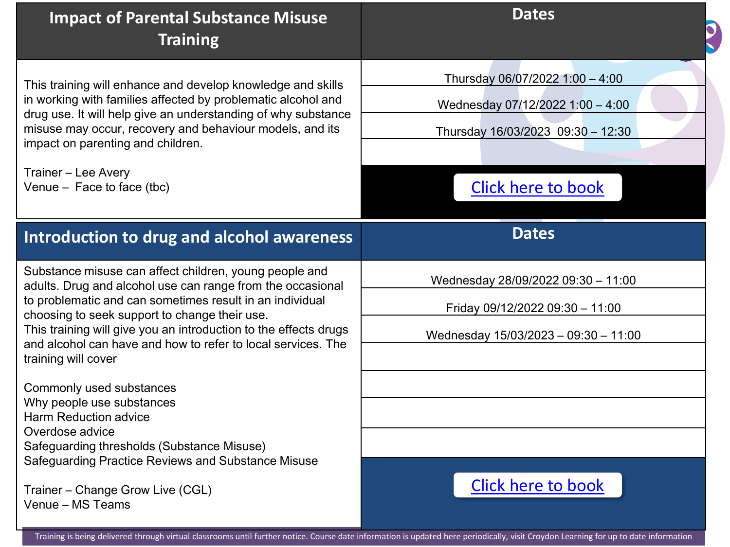## Impact of Parental Substance Misuse Training

This training will enhance and develop knowledge and skills in working with families affected by problematic alcohol and drug use. It will help give an understanding of why substance misuse may occur, recovery and behaviour models, and its impact on parenting and children.

Trainer – Lee Avery
Venue – Face to face (tbc)

| Dates |
| --- |
| Thursday 06/07/2022 1:00 – 4:00 |
| Wednesday 07/12/2022 1:00 – 4:00 |
| Thursday 16/03/2023 09:30 – 12:30 |

Click here to book

## Introduction to drug and alcohol awareness

Substance misuse can affect children, young people and adults. Drug and alcohol use can range from the occasional to problematic and can sometimes result in an individual choosing to seek support to change their use.
This training will give you an introduction to the effects drugs and alcohol can have and how to refer to local services. The training will cover

Commonly used substances
Why people use substances
Harm Reduction advice
Overdose advice
Safeguarding thresholds (Substance Misuse)
Safeguarding Practice Reviews and Substance Misuse

Trainer – Change Grow Live (CGL)
Venue – MS Teams

| Dates |
| --- |
| Wednesday 28/09/2022 09:30 – 11:00 |
| Friday 09/12/2022 09:30 – 11:00 |
| Wednesday 15/03/2023 – 09:30 – 11:00 |

Click here to book

Training is being delivered through virtual classrooms until further notice. Course date information is updated here periodically, visit Croydon Learning for up to date information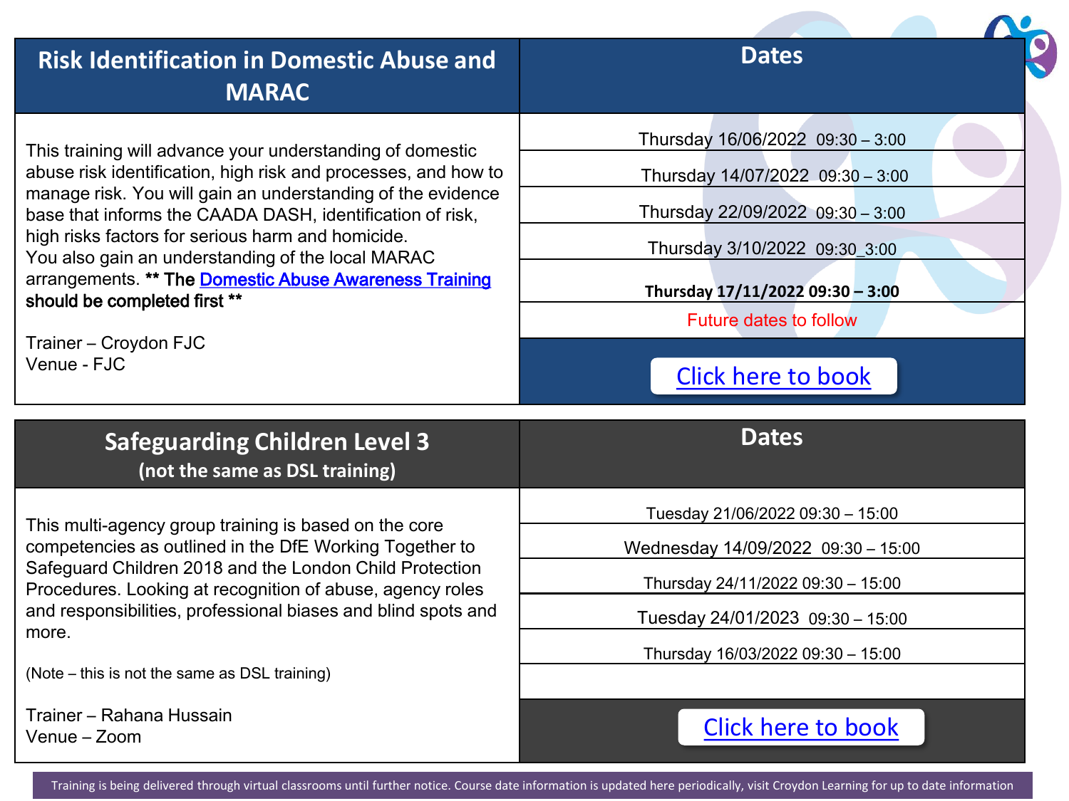| Risk Identification in Domestic Abuse and MARAC | Dates |
| --- | --- |
| This training will advance your understanding of domestic abuse risk identification, high risk and processes, and how to manage risk. You will gain an understanding of the evidence base that informs the CAADA DASH, identification of risk, high risks factors for serious harm and homicide. You also gain an understanding of the local MARAC arrangements. **** The Domestic Abuse Awareness Training should be completed first **** | Thursday 16/06/2022 09:30 – 3:00 |
| Trainer – Croydon FJC | Thursday 14/07/2022 09:30 – 3:00 |
| Venue - FJC | Thursday 22/09/2022 09:30 – 3:00 |
| | Thursday 3/10/2022 09:30_3:00 |
| | **Thursday 17/11/2022 09:30 – 3:00** |
| | Future dates to follow |
| | Click here to book |

| Safeguarding Children Level 3 (not the same as DSL training) | Dates |
| --- | --- |
| This multi-agency group training is based on the core competencies as outlined in the DfE Working Together to Safeguard Children 2018 and the London Child Protection Procedures. Looking at recognition of abuse, agency roles and responsibilities, professional biases and blind spots and more. | Tuesday 21/06/2022 09:30 – 15:00 |
| (Note – this is not the same as DSL training) | Wednesday 14/09/2022 09:30 – 15:00 |
| Trainer – Rahana Hussain | Thursday 24/11/2022 09:30 – 15:00 |
| Venue – Zoom | Tuesday 24/01/2023 09:30 – 15:00 |
| | Thursday 16/03/2022 09:30 – 15:00 |
| | |
| | Click here to book |

Training is being delivered through virtual classrooms until further notice. Course date information is updated here periodically, visit Croydon Learning for up to date information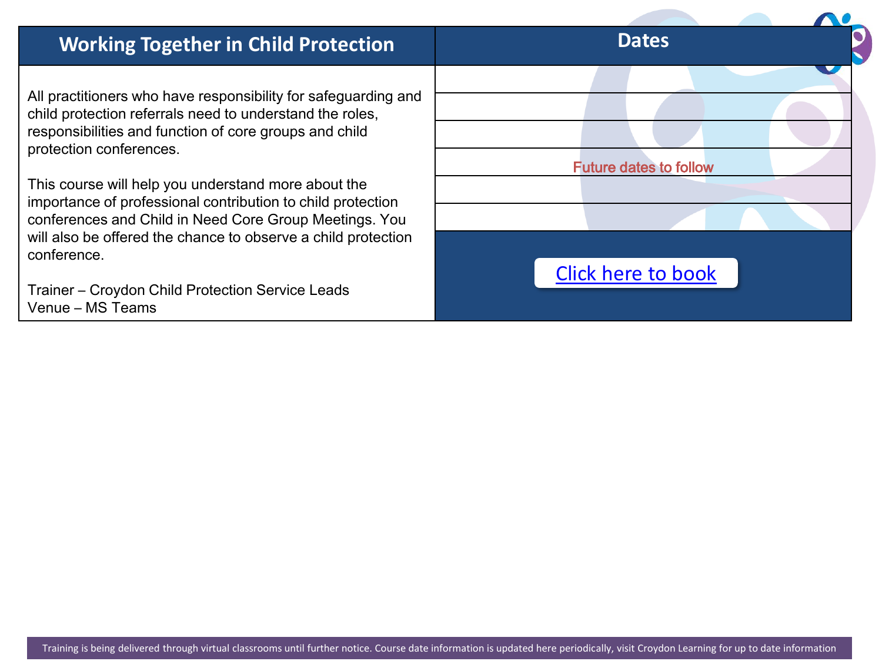| Working Together in Child Protection | Dates |
|---|---|
| All practitioners who have responsibility for safeguarding and child protection referrals need to understand the roles, responsibilities and function of core groups and child protection conferences.<br><br>This course will help you understand more about the importance of professional contribution to child protection conferences and Child in Need Core Group Meetings. You will also be offered the chance to observe a child protection conference.<br><br>Trainer – Croydon Child Protection Service Leads<br>Venue – MS Teams | Future dates to follow<br><br>[Click here to book] |

Training is being delivered through virtual classrooms until further notice. Course date information is updated here periodically, visit Croydon Learning for up to date information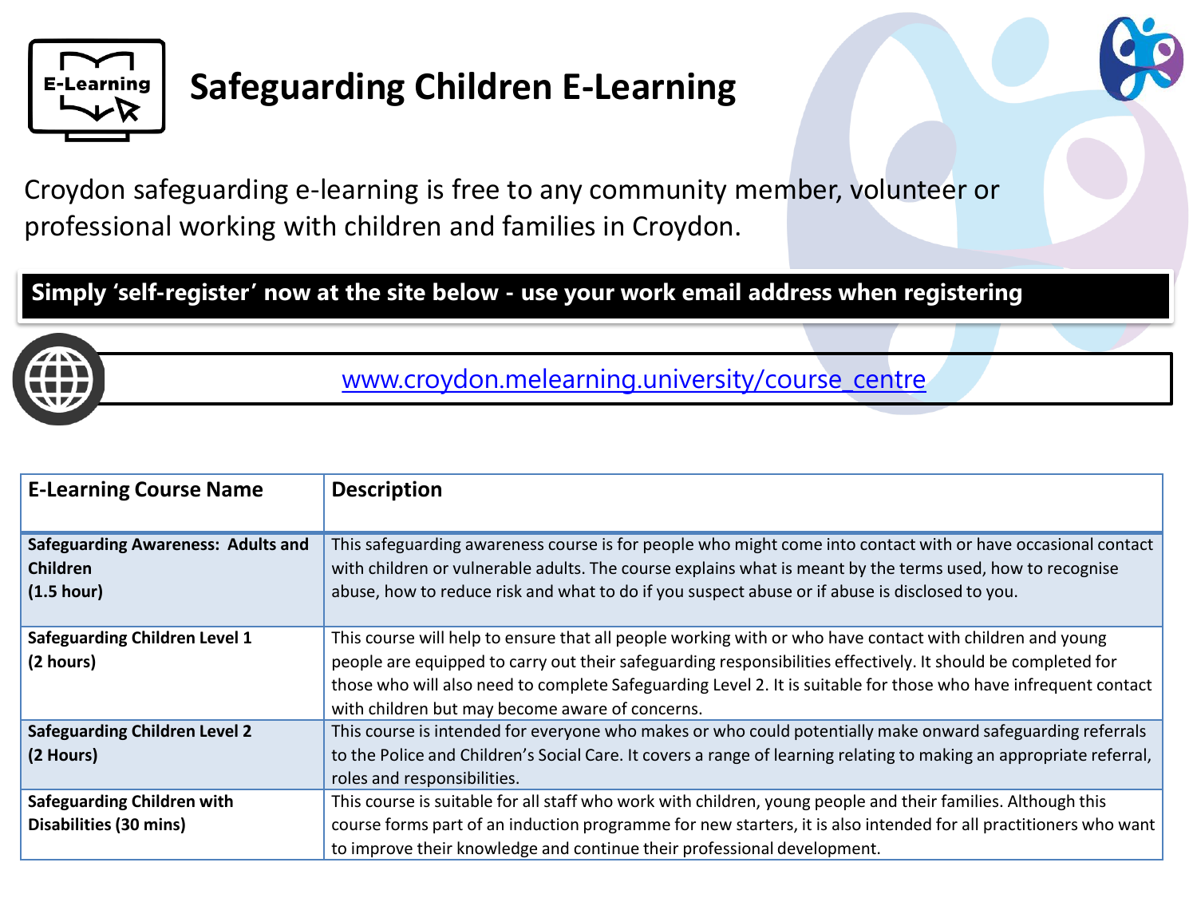# Safeguarding Children E-Learning

Croydon safeguarding e-learning is free to any community member, volunteer or professional working with children and families in Croydon.

**Simply 'self-register' now at the site below - use your work email address when registering**

[www.croydon.melearning.university/course_centre](www.croydon.melearning.university/course_centre)

| E-Learning Course Name | Description |
|---|---|
| **Safeguarding Awareness: Adults and Children (1.5 hour)** | This safeguarding awareness course is for people who might come into contact with or have occasional contact with children or vulnerable adults. The course explains what is meant by the terms used, how to recognise abuse, how to reduce risk and what to do if you suspect abuse or if abuse is disclosed to you. |
| **Safeguarding Children Level 1 (2 hours)** | This course will help to ensure that all people working with or who have contact with children and young people are equipped to carry out their safeguarding responsibilities effectively. It should be completed for those who will also need to complete Safeguarding Level 2. It is suitable for those who have infrequent contact with children but may become aware of concerns. |
| **Safeguarding Children Level 2 (2 Hours)** | This course is intended for everyone who makes or who could potentially make onward safeguarding referrals to the Police and Children's Social Care. It covers a range of learning relating to making an appropriate referral, roles and responsibilities. |
| **Safeguarding Children with Disabilities (30 mins)** | This course is suitable for all staff who work with children, young people and their families. Although this course forms part of an induction programme for new starters, it is also intended for all practitioners who want to improve their knowledge and continue their professional development. |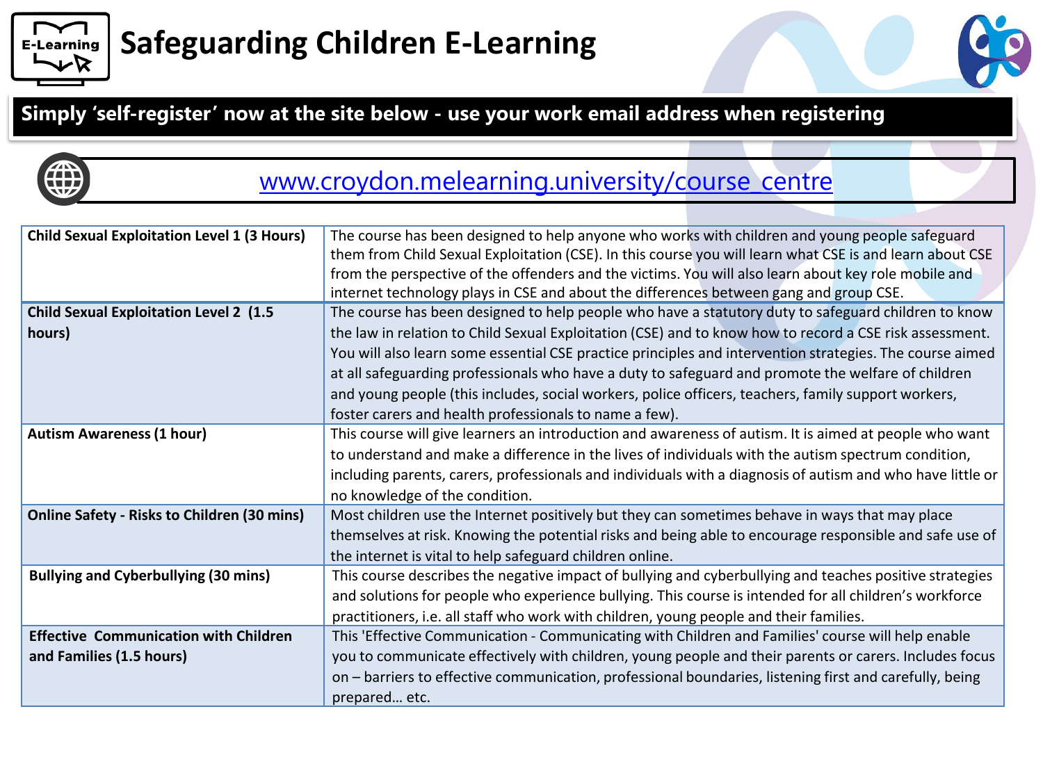# Safeguarding Children E-Learning

**Simply 'self-register' now at the site below - use your work email address when registering**

[www.croydon.melearning.university/course_centre](www.croydon.melearning.university/course_centre)

| Course | Description |
|---|---|
| **Child Sexual Exploitation Level 1 (3 Hours)** | The course has been designed to help anyone who works with children and young people safeguard them from Child Sexual Exploitation (CSE). In this course you will learn what CSE is and learn about CSE from the perspective of the offenders and the victims. You will also learn about key role mobile and internet technology plays in CSE and about the differences between gang and group CSE. |
| **Child Sexual Exploitation Level 2 (1.5 hours)** | The course has been designed to help people who have a statutory duty to safeguard children to know the law in relation to Child Sexual Exploitation (CSE) and to know how to record a CSE risk assessment. You will also learn some essential CSE practice principles and intervention strategies. The course aimed at all safeguarding professionals who have a duty to safeguard and promote the welfare of children and young people (this includes, social workers, police officers, teachers, family support workers, foster carers and health professionals to name a few). |
| **Autism Awareness (1 hour)** | This course will give learners an introduction and awareness of autism. It is aimed at people who want to understand and make a difference in the lives of individuals with the autism spectrum condition, including parents, carers, professionals and individuals with a diagnosis of autism and who have little or no knowledge of the condition. |
| **Online Safety - Risks to Children (30 mins)** | Most children use the Internet positively but they can sometimes behave in ways that may place themselves at risk. Knowing the potential risks and being able to encourage responsible and safe use of the internet is vital to help safeguard children online. |
| **Bullying and Cyberbullying (30 mins)** | This course describes the negative impact of bullying and cyberbullying and teaches positive strategies and solutions for people who experience bullying. This course is intended for all children's workforce practitioners, i.e. all staff who work with children, young people and their families. |
| **Effective Communication with Children and Families (1.5 hours)** | This 'Effective Communication - Communicating with Children and Families' course will help enable you to communicate effectively with children, young people and their parents or carers. Includes focus on – barriers to effective communication, professional boundaries, listening first and carefully, being prepared… etc. |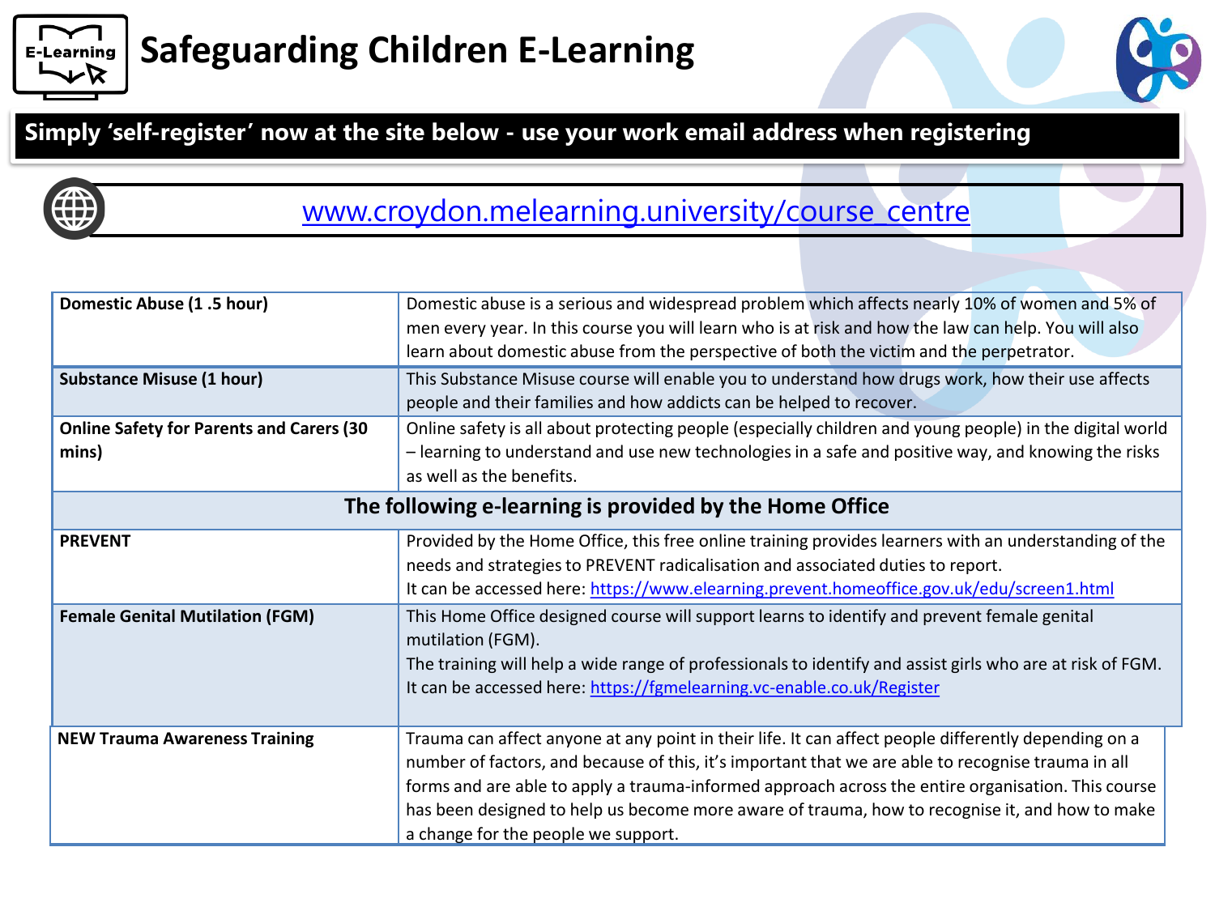# Safeguarding Children E-Learning

**Simply 'self-register' now at the site below - use your work email address when registering**

[www.croydon.melearning.university/course_centre](www.croydon.melearning.university/course_centre)

| | |
|---|---|
| **Domestic Abuse (1 .5 hour)** | Domestic abuse is a serious and widespread problem which affects nearly 10% of women and 5% of men every year. In this course you will learn who is at risk and how the law can help. You will also learn about domestic abuse from the perspective of both the victim and the perpetrator. |
| **Substance Misuse (1 hour)** | This Substance Misuse course will enable you to understand how drugs work, how their use affects people and their families and how addicts can be helped to recover. |
| **Online Safety for Parents and Carers (30 mins)** | Online safety is all about protecting people (especially children and young people) in the digital world – learning to understand and use new technologies in a safe and positive way, and knowing the risks as well as the benefits. |
| **The following e-learning is provided by the Home Office** | |
| **PREVENT** | Provided by the Home Office, this free online training provides learners with an understanding of the needs and strategies to PREVENT radicalisation and associated duties to report. It can be accessed here: https://www.elearning.prevent.homeoffice.gov.uk/edu/screen1.html |
| **Female Genital Mutilation (FGM)** | This Home Office designed course will support learns to identify and prevent female genital mutilation (FGM). The training will help a wide range of professionals to identify and assist girls who are at risk of FGM. It can be accessed here: https://fgmelearning.vc-enable.co.uk/Register |
| **NEW Trauma Awareness Training** | Trauma can affect anyone at any point in their life. It can affect people differently depending on a number of factors, and because of this, it's important that we are able to recognise trauma in all forms and are able to apply a trauma-informed approach across the entire organisation. This course has been designed to help us become more aware of trauma, how to recognise it, and how to make a change for the people we support. |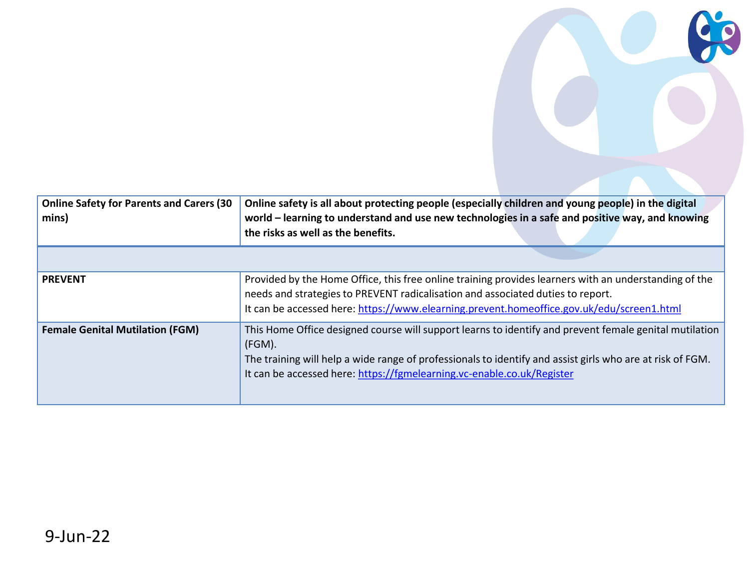| | |
|---|---|
| **Online Safety for Parents and Carers (30 mins)** | **Online safety is all about protecting people (especially children and young people) in the digital world – learning to understand and use new technologies in a safe and positive way, and knowing the risks as well as the benefits.** |
| | |
| **PREVENT** | Provided by the Home Office, this free online training provides learners with an understanding of the needs and strategies to PREVENT radicalisation and associated duties to report.<br>It can be accessed here: https://www.elearning.prevent.homeoffice.gov.uk/edu/screen1.html |
| **Female Genital Mutilation (FGM)** | This Home Office designed course will support learns to identify and prevent female genital mutilation (FGM).<br>The training will help a wide range of professionals to identify and assist girls who are at risk of FGM.<br>It can be accessed here: https://fgmelearning.vc-enable.co.uk/Register |

9-Jun-22